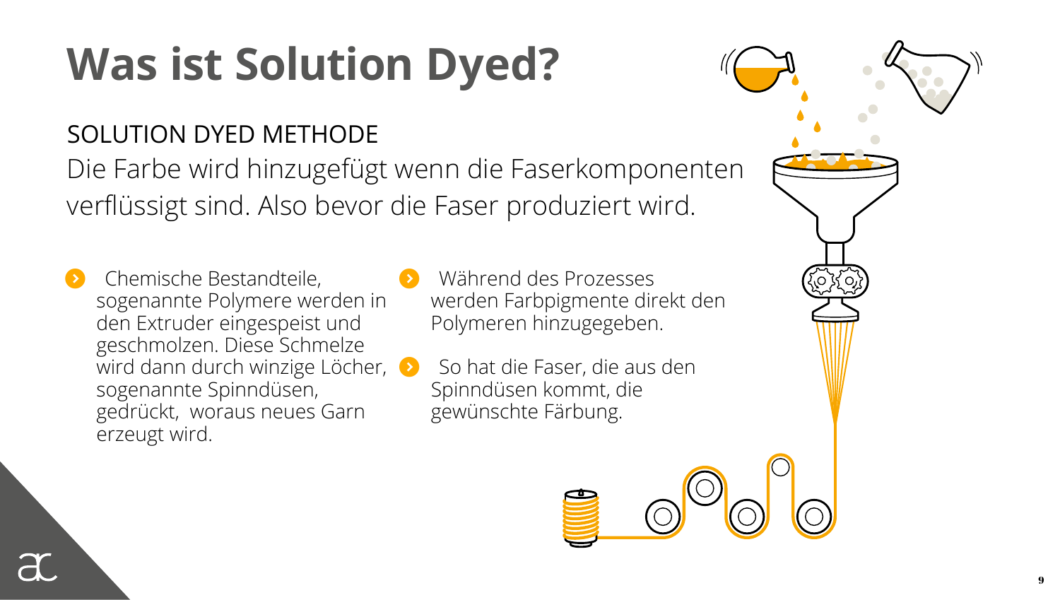# Was ist Solution Dyed?

## SOLUTION DYED METHODE

Die Farbe wird hinzugefügt wenn die Faserkomponenten verflüssigt sind. Also bevor die Faser produziert wird.

- Chemische Bestandteile, sogenannte Polymere werden in den Extruder eingespeist und geschmolzen. Diese Schmelze wird dann durch winzige Löcher, sogenannte Spinndüsen, gedrückt, woraus neues Garn erzeugt wird.
- Während des Prozesses werden Farbpigmente direkt den Polymeren hinzugegeben.
- So hat die Faser, die aus den Spinndüsen kommt, die gewünschte Färbung.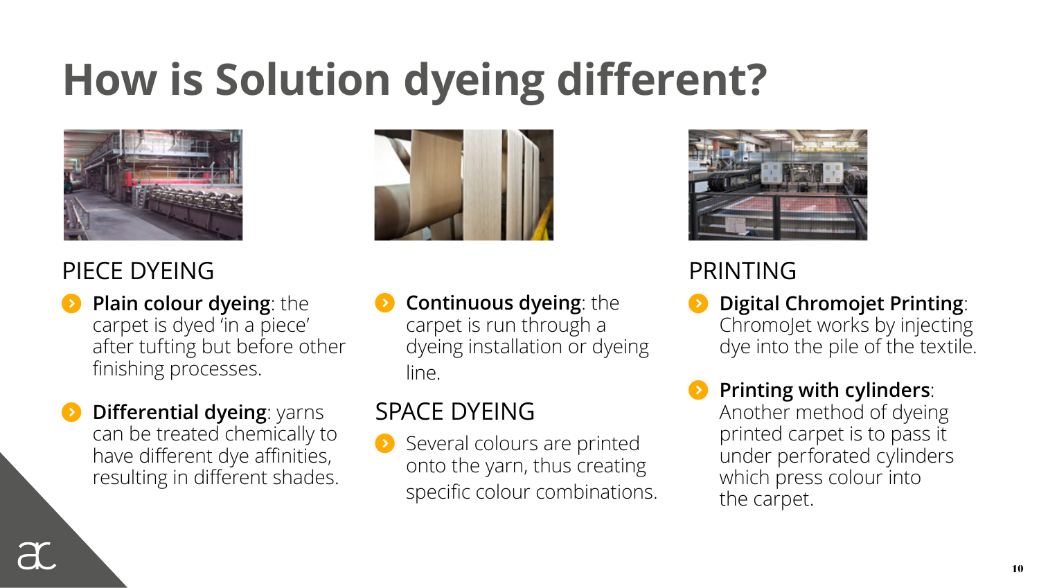# How is Solution dyeing different?

## PIECE DYEING

- **Plain colour dyeing**: the carpet is dyed 'in a piece' after tufting but before other finishing processes.
- **Differential dyeing**: yarns can be treated chemically to have different dye affinities, resulting in different shades.
- **Continuous dyeing**: the carpet is run through a dyeing installation or dyeing line.

## SPACE DYEING

- Several colours are printed onto the yarn, thus creating specific colour combinations.

## PRINTING

- **Digital Chromojet Printing**: ChromoJet works by injecting dye into the pile of the textile.
- **Printing with cylinders**: Another method of dyeing printed carpet is to pass it under perforated cylinders which press colour into the carpet.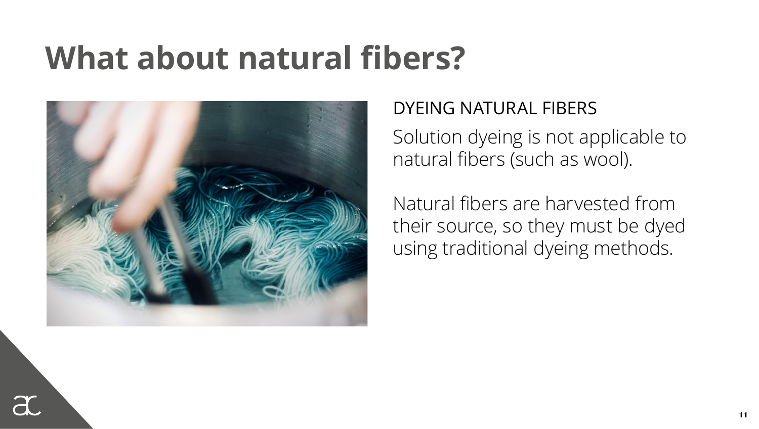# What about natural fibers?

DYEING NATURAL FIBERS

Solution dyeing is not applicable to natural fibers (such as wool).

Natural fibers are harvested from their source, so they must be dyed using traditional dyeing methods.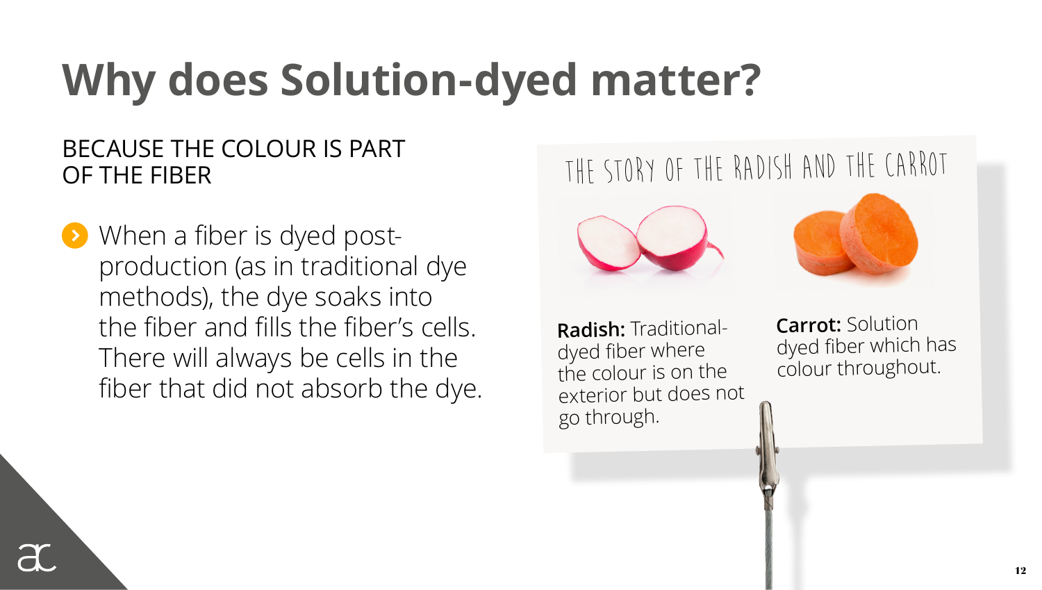# Why does Solution-dyed matter?

BECAUSE THE COLOUR IS PART OF THE FIBER

- When a fiber is dyed post-production (as in traditional dye methods), the dye soaks into the fiber and fills the fiber's cells. There will always be cells in the fiber that did not absorb the dye.

THE STORY OF THE RADISH AND THE CARROT

**Radish:** Traditional-dyed fiber where the colour is on the exterior but does not go through.

**Carrot:** Solution dyed fiber which has colour throughout.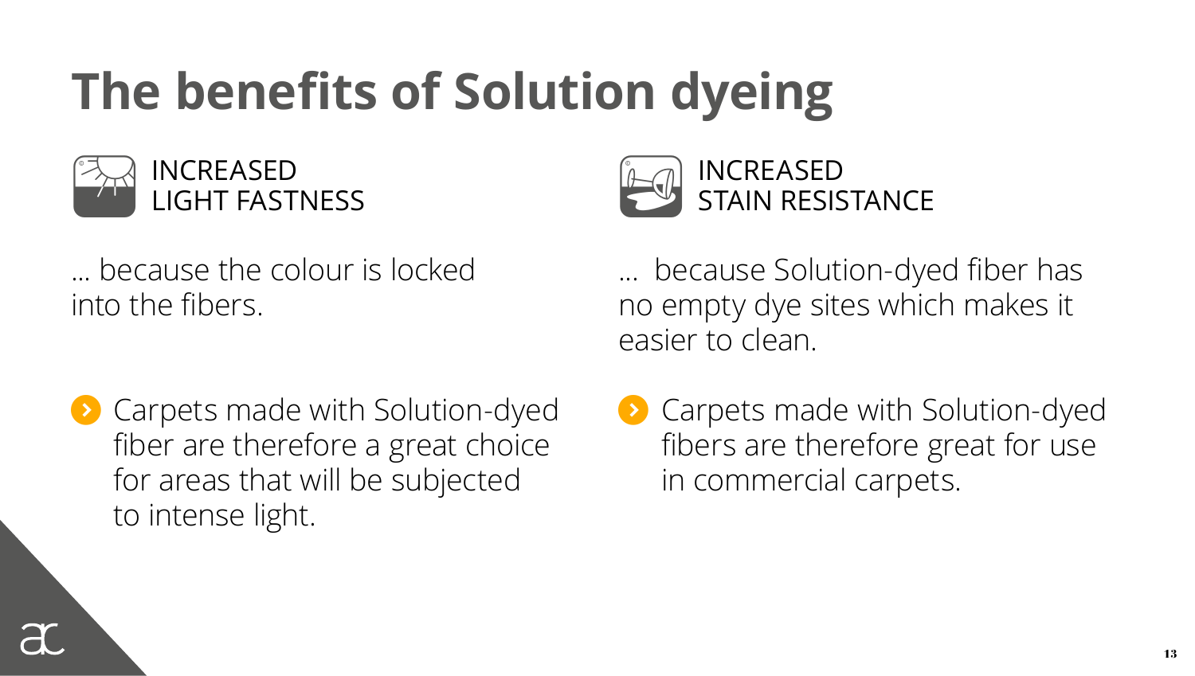# The benefits of Solution dyeing

## INCREASED LIGHT FASTNESS

… because the colour is locked into the fibers.

- Carpets made with Solution-dyed fiber are therefore a great choice for areas that will be subjected to intense light.

## INCREASED STAIN RESISTANCE

… because Solution-dyed fiber has no empty dye sites which makes it easier to clean.

- Carpets made with Solution-dyed fibers are therefore great for use in commercial carpets.